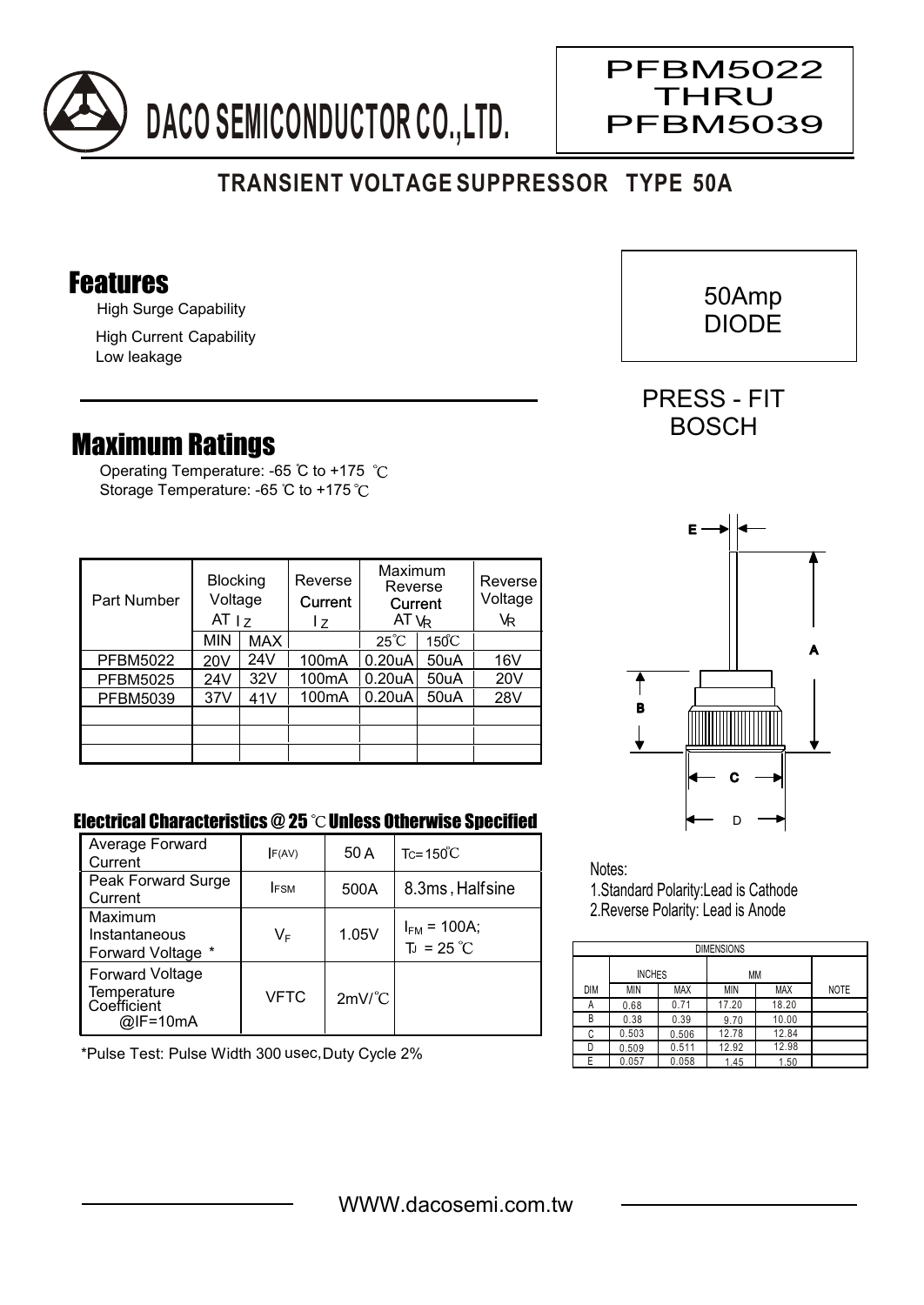# DACO SEMICONDUCTOR CO.,LTD.

PFBM5022 THRU PFBM5039

## TRANSIENT VOLTAGE SUPPRESSOR TYPE 50A

50Amp DIODE

PRESS - FIT BOSCH

## Features

High Surge Capability

High Current Capability

Low leakage

## Maximum Ratings

Operating Temperature: -65 ℃ to +175 ℃

Storage Temperature: -65 ℃ to +175 ℃

| Part Number | Blocking Voltage AT $I_Z$ | | Reverse Current $I_Z$ | Maximum Reverse Current AT $V_R$ | | Reverse Voltage $V_R$ |
|---|---|---|---|---|---|---|
| | MIN | MAX | | 25℃ | 150℃ | |
| PFBM5022 | 20V | 24V | 100mA | 0.20uA | 50uA | 16V |
| PFBM5025 | 24V | 32V | 100mA | 0.20uA | 50uA | 20V |
| PFBM5039 | 37V | 41V | 100mA | 0.20uA | 50uA | 28V |
| | | | | | | |
| | | | | | | |
| | | | | | | |

### Electrical Characteristics @ 25 ℃ Unless Otherwise Specified

| | | | |
|---|---|---|---|
| Average Forward Current | $I_{F(AV)}$ | 50 A | $T_C$=150℃ |
| Peak Forward Surge Current | $I_{FSM}$ | 500A | 8.3ms , Halfsine |
| Maximum Instantaneous Forward Voltage * | $V_F$ | 1.05V | $I_{FM}$ = 100A; $T_J$ = 25 ℃ |
| Forward Voltage Temperature Coefficient @IF=10mA | VFTC | 2mV/℃ | |

*Pulse Test: Pulse Width 300 usec, Duty Cycle 2%

Notes:

1.Standard Polarity:Lead is Cathode

2.Reverse Polarity: Lead is Anode

| DIMENSIONS | | | | | |
|---|---|---|---|---|---|
| | INCHES | | MM | | |
| DIM | MIN | MAX | MIN | MAX | NOTE |
| A | 0.68 | 0.71 | 17.20 | 18.20 | |
| B | 0.38 | 0.39 | 9.70 | 10.00 | |
| C | 0.503 | 0.506 | 12.78 | 12.84 | |
| D | 0.509 | 0.511 | 12.92 | 12.98 | |
| E | 0.057 | 0.058 | 1.45 | 1.50 | |

WWW.dacosemi.com.tw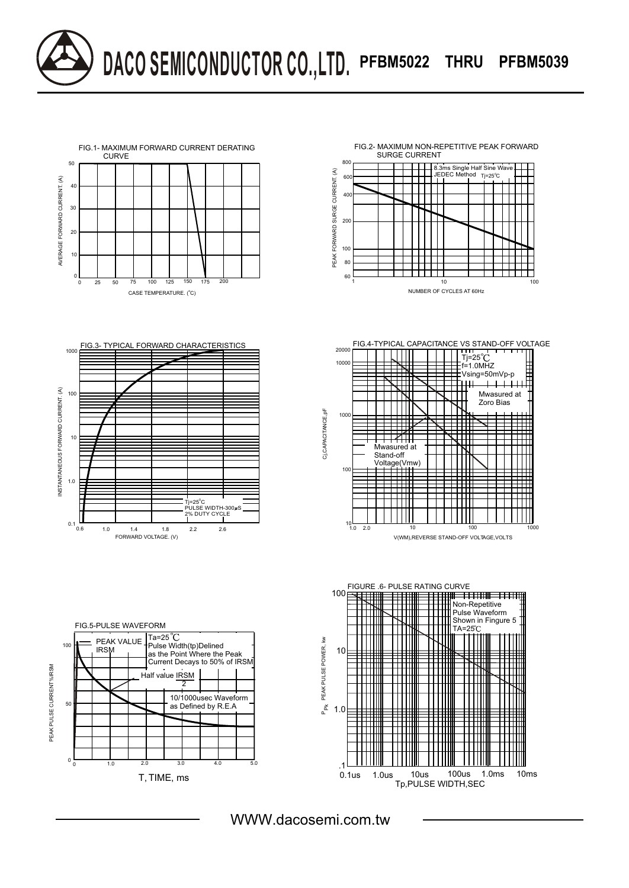# DACO SEMICONDUCTOR CO.,LTD. PFBM5022 THRU PFBM5039

FIG.1- MAXIMUM FORWARD CURRENT DERATING CURVE

AVERAGE FORWARD CURRENT. (A)

50
40
30
20
10
0

0 25 50 75 100 125 150 175 200

CASE TEMPERATURE. (°C)

FIG.2- MAXIMUM NON-REPETITIVE PEAK FORWARD SURGE CURRENT

8.3ms Single Half Sine Wave
JEDEC Method Tj=25°C

PEAK FORWARD SURGE CURRENT. (A)

800
600
400
200
100
80
60

1 10 100

NUMBER OF CYCLES AT 60Hz

FIG.3- TYPICAL FORWARD CHARACTERISTICS

INSTANTANEOUS FORWARD CURRENT. (A)

1000
100
10
1.0
0.1

Tj=25°C
PULSE WIDTH-300μS
2% DUTY CYCLE

0.6 1.0 1.4 1.8 2.2 2.6

FORWARD VOLTAGE. (V)

FIG.4-TYPICAL CAPACITANCE VS STAND-OFF VOLTAGE

Tj=25℃
f=1.0MHZ
Vsing=50mVp-p

Mwasured at Zoro Bias

Mwasured at Stand-off Voltage(Vmw)

Cj,CAPACITANCE,pF

20000
10000
1000
100
10

1.0 2.0 10 100 1000

V(WM),REVERSE STAND-OFF VOLTAGE,VOLTS

FIG.5-PULSE WAVEFORM

PEAK VALUE IRSM

Ta=25℃
Pulse Width(tp)Delined as the Point Where the Peak Current Decays to 50% of IRSM

Half value $\frac{IRSM}{2}$

10/1000usec Waveform as Defined by R.E.A

PEAK PULSE CURRENT%IRSM

100
50
0

0 1.0 2.0 3.0 4.0 5.0

T, TIME, ms

FIGURE .6- PULSE RATING CURVE

Non-Repetitive Pulse Waveform Shown in Fingure 5
TA=25℃

$P_{Pk}$ PEAK PULSE POWER, kw

100
10
1.0
.1

0.1us 1.0us 10us 100us 1.0ms 10ms

Tp,PULSE WIDTH,SEC

WWW.dacosemi.com.tw